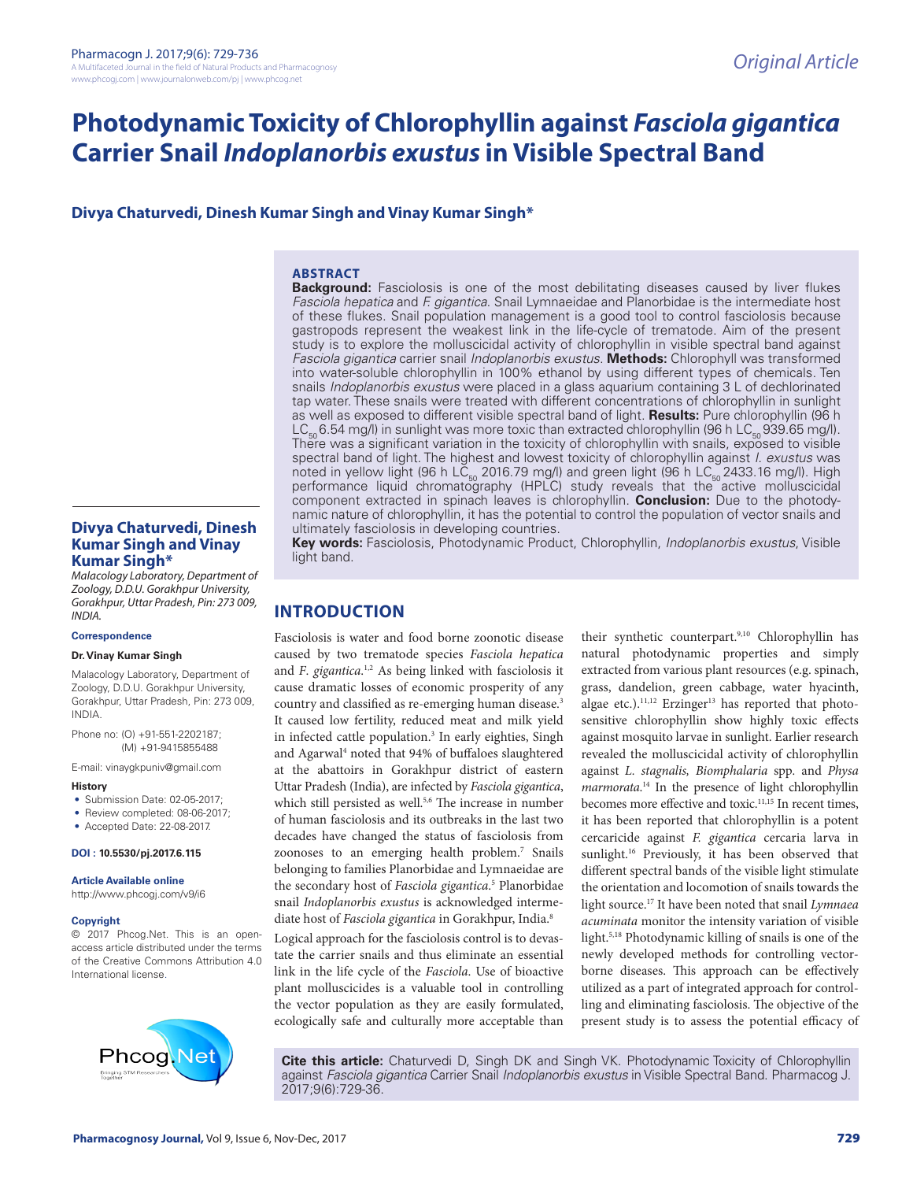# Photodynamic Toxicity of Chlorophyllin against *Fasciola gigantica* Carrier Snail *Indoplanorbis exustus* in Visible Spectral Band

**Divya Chaturvedi, Dinesh Kumar Singh and Vinay Kumar Singh***

## ABSTRACT

**Background:** Fasciolosis is one of the most debilitating diseases caused by liver flukes *Fasciola hepatica* and *F. gigantica*. Snail Lymnaeidae and Planorbidae is the intermediate host of these flukes. Snail population management is a good tool to control fasciolosis because gastropods represent the weakest link in the life-cycle of trematode. Aim of the present study is to explore the molluscicidal activity of chlorophyllin in visible spectral band against *Fasciola gigantica* carrier snail *Indoplanorbis exustus*. **Methods:** Chlorophyll was transformed into water-soluble chlorophyllin in 100% ethanol by using different types of chemicals. Ten snails *Indoplanorbis exustus* were placed in a glass aquarium containing 3 L of dechlorinated tap water. These snails were treated with different concentrations of chlorophyllin in sunlight as well as exposed to different visible spectral band of light. **Results:** Pure chlorophyllin (96 h $LC_{50}$ 6.54 mg/l) in sunlight was more toxic than extracted chlorophyllin (96 h $LC_{50}$ 939.65 mg/l). There was a significant variation in the toxicity of chlorophyllin with snails, exposed to visible spectral band of light. The highest and lowest toxicity of chlorophyllin against *I. exustus* was noted in yellow light (96 h $LC_{50}$ 2016.79 mg/l) and green light (96 h $LC_{50}$ 2433.16 mg/l). High performance liquid chromatography (HPLC) study reveals that the active molluscicidal component extracted in spinach leaves is chlorophyllin. **Conclusion:** Due to the photodynamic nature of chlorophyllin, it has the potential to control the population of vector snails and ultimately fasciolosis in developing countries.

**Key words:** Fasciolosis, Photodynamic Product, Chlorophyllin, *Indoplanorbis exustus*, Visible light band.

**Divya Chaturvedi, Dinesh Kumar Singh and Vinay Kumar Singh***

*Malacology Laboratory, Department of Zoology, D.D.U. Gorakhpur University, Gorakhpur, Uttar Pradesh, Pin: 273 009, INDIA.*

**Correspondence**

**Dr. Vinay Kumar Singh**

Malacology Laboratory, Department of Zoology, D.D.U. Gorakhpur University, Gorakhpur, Uttar Pradesh, Pin: 273 009, INDIA.

Phone no: (O) +91-551-2202187; (M) +91-9415855488

E-mail: vinaygkpuniv@gmail.com

**History**

- Submission Date: 02-05-2017;
- Review completed: 08-06-2017;
- Accepted Date: 22-08-2017.

**DOI : 10.5530/pj.2017.6.115**

**Article Available online**

http://www.phcogj.com/v9/i6

**Copyright**

© 2017 Phcog.Net. This is an open-access article distributed under the terms of the Creative Commons Attribution 4.0 International license.

## INTRODUCTION

Fasciolosis is water and food borne zoonotic disease caused by two trematode species *Fasciola hepatica* and *F. gigantica*.[1,2] As being linked with fasciolosis it cause dramatic losses of economic prosperity of any country and classified as re-emerging human disease.[3] It caused low fertility, reduced meat and milk yield in infected cattle population.[3] In early eighties, Singh and Agarwal[4] noted that 94% of buffaloes slaughtered at the abattoirs in Gorakhpur district of eastern Uttar Pradesh (India), are infected by *Fasciola gigantica*, which still persisted as well.[5,6] The increase in number of human fasciolosis and its outbreaks in the last two decades have changed the status of fasciolosis from zoonoses to an emerging health problem.[7] Snails belonging to families Planorbidae and Lymnaeidae are the secondary host of *Fasciola gigantica*.[5] Planorbidae snail *Indoplanorbis exustus* is acknowledged intermediate host of *Fasciola gigantica* in Gorakhpur, India.[8]

Logical approach for the fasciolosis control is to devastate the carrier snails and thus eliminate an essential link in the life cycle of the *Fasciola*. Use of bioactive plant molluscicides is a valuable tool in controlling the vector population as they are easily formulated, ecologically safe and culturally more acceptable than their synthetic counterpart.[9,10] Chlorophyllin has natural photodynamic properties and simply extracted from various plant resources (e.g. spinach, grass, dandelion, green cabbage, water hyacinth, algae etc.).[11,12] Erzinger[13] has reported that photosensitive chlorophyllin show highly toxic effects against mosquito larvae in sunlight. Earlier research revealed the molluscicidal activity of chlorophyllin against *L. stagnalis, Biomphalaria* spp. and *Physa marmorata*.[14] In the presence of light chlorophyllin becomes more effective and toxic.[11,15] In recent times, it has been reported that chlorophyllin is a potent cercaricide against *F. gigantica* cercaria larva in sunlight.[16] Previously, it has been observed that different spectral bands of the visible light stimulate the orientation and locomotion of snails towards the light source.[17] It have been noted that snail *Lymnaea acuminata* monitor the intensity variation of visible light.[5,18] Photodynamic killing of snails is one of the newly developed methods for controlling vector-borne diseases. This approach can be effectively utilized as a part of integrated approach for controlling and eliminating fasciolosis. The objective of the present study is to assess the potential efficacy of

**Cite this article:** Chaturvedi D, Singh DK and Singh VK. Photodynamic Toxicity of Chlorophyllin against *Fasciola gigantica* Carrier Snail *Indoplanorbis exustus* in Visible Spectral Band. Pharmacog J. 2017;9(6):729-36.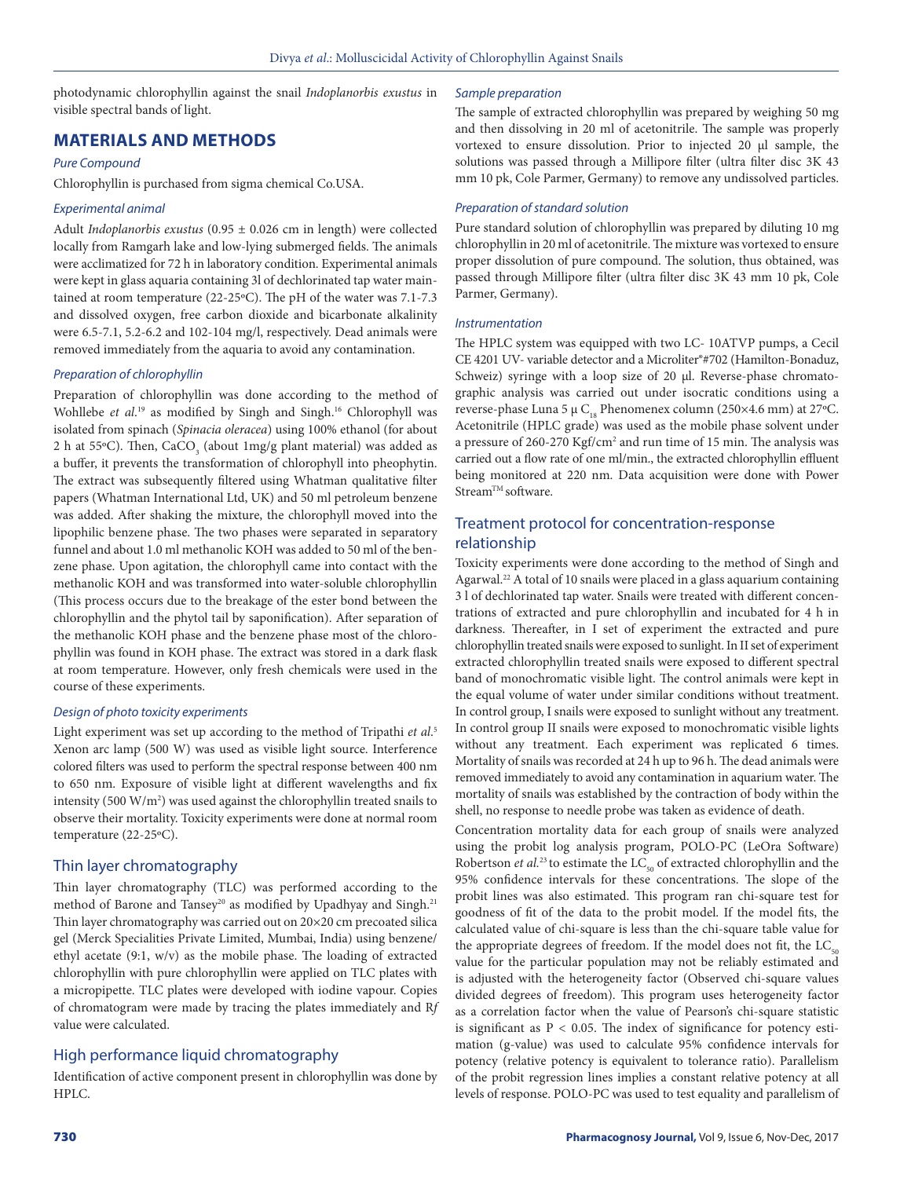photodynamic chlorophyllin against the snail *Indoplanorbis exustus* in visible spectral bands of light.

## MATERIALS AND METHODS

### *Pure Compound*

Chlorophyllin is purchased from sigma chemical Co.USA.

### *Experimental animal*

Adult *Indoplanorbis exustus* (0.95 ± 0.026 cm in length) were collected locally from Ramgarh lake and low-lying submerged fields. The animals were acclimatized for 72 h in laboratory condition. Experimental animals were kept in glass aquaria containing 3l of dechlorinated tap water maintained at room temperature (22-25ºC). The pH of the water was 7.1-7.3 and dissolved oxygen, free carbon dioxide and bicarbonate alkalinity were 6.5-7.1, 5.2-6.2 and 102-104 mg/l, respectively. Dead animals were removed immediately from the aquaria to avoid any contamination.

### *Preparation of chlorophyllin*

Preparation of chlorophyllin was done according to the method of Wohllebe *et al.*[19] as modified by Singh and Singh.[16] Chlorophyll was isolated from spinach (*Spinacia oleracea*) using 100% ethanol (for about 2 h at 55ºC). Then, $CaCO_3$ (about 1mg/g plant material) was added as a buffer, it prevents the transformation of chlorophyll into pheophytin. The extract was subsequently filtered using Whatman qualitative filter papers (Whatman International Ltd, UK) and 50 ml petroleum benzene was added. After shaking the mixture, the chlorophyll moved into the lipophilic benzene phase. The two phases were separated in separatory funnel and about 1.0 ml methanolic KOH was added to 50 ml of the benzene phase. Upon agitation, the chlorophyll came into contact with the methanolic KOH and was transformed into water-soluble chlorophyllin (This process occurs due to the breakage of the ester bond between the chlorophyllin and the phytol tail by saponification). After separation of the methanolic KOH phase and the benzene phase most of the chlorophyllin was found in KOH phase. The extract was stored in a dark flask at room temperature. However, only fresh chemicals were used in the course of these experiments.

### *Design of photo toxicity experiments*

Light experiment was set up according to the method of Tripathi *et al.*[5] Xenon arc lamp (500 W) was used as visible light source. Interference colored filters was used to perform the spectral response between 400 nm to 650 nm. Exposure of visible light at different wavelengths and fix intensity (500 $W/m^2$) was used against the chlorophyllin treated snails to observe their mortality. Toxicity experiments were done at normal room temperature (22-25ºC).

## Thin layer chromatography

Thin layer chromatography (TLC) was performed according to the method of Barone and Tansey[20] as modified by Upadhyay and Singh.[21] Thin layer chromatography was carried out on 20×20 cm precoated silica gel (Merck Specialities Private Limited, Mumbai, India) using benzene/ethyl acetate (9:1, w/v) as the mobile phase. The loading of extracted chlorophyllin with pure chlorophyllin were applied on TLC plates with a micropipette. TLC plates were developed with iodine vapour. Copies of chromatogram were made by tracing the plates immediately and R*f* value were calculated.

## High performance liquid chromatography

Identification of active component present in chlorophyllin was done by HPLC.

### *Sample preparation*

The sample of extracted chlorophyllin was prepared by weighing 50 mg and then dissolving in 20 ml of acetonitrile. The sample was properly vortexed to ensure dissolution. Prior to injected 20 µl sample, the solutions was passed through a Millipore filter (ultra filter disc 3K 43 mm 10 pk, Cole Parmer, Germany) to remove any undissolved particles.

### *Preparation of standard solution*

Pure standard solution of chlorophyllin was prepared by diluting 10 mg chlorophyllin in 20 ml of acetonitrile. The mixture was vortexed to ensure proper dissolution of pure compound. The solution, thus obtained, was passed through Millipore filter (ultra filter disc 3K 43 mm 10 pk, Cole Parmer, Germany).

### *Instrumentation*

The HPLC system was equipped with two LC- 10ATVP pumps, a Cecil CE 4201 UV- variable detector and a Microliter®#702 (Hamilton-Bonaduz, Schweiz) syringe with a loop size of 20 µl. Reverse-phase chromatographic analysis was carried out under isocratic conditions using a reverse-phase Luna 5 µ $C_{18}$ Phenomenex column (250×4.6 mm) at 27ºC. Acetonitrile (HPLC grade) was used as the mobile phase solvent under a pressure of 260-270 $Kgf/cm^2$ and run time of 15 min. The analysis was carried out a flow rate of one ml/min., the extracted chlorophyllin effluent being monitored at 220 nm. Data acquisition were done with Power Stream™ software.

## Treatment protocol for concentration-response relationship

Toxicity experiments were done according to the method of Singh and Agarwal.[22] A total of 10 snails were placed in a glass aquarium containing 3 l of dechlorinated tap water. Snails were treated with different concentrations of extracted and pure chlorophyllin and incubated for 4 h in darkness. Thereafter, in I set of experiment the extracted and pure chlorophyllin treated snails were exposed to sunlight. In II set of experiment extracted chlorophyllin treated snails were exposed to different spectral band of monochromatic visible light. The control animals were kept in the equal volume of water under similar conditions without treatment. In control group, I snails were exposed to sunlight without any treatment. In control group II snails were exposed to monochromatic visible lights without any treatment. Each experiment was replicated 6 times. Mortality of snails was recorded at 24 h up to 96 h. The dead animals were removed immediately to avoid any contamination in aquarium water. The mortality of snails was established by the contraction of body within the shell, no response to needle probe was taken as evidence of death.

Concentration mortality data for each group of snails were analyzed using the probit log analysis program, POLO-PC (LeOra Software) Robertson *et al.*[23] to estimate the $LC_{50}$ of extracted chlorophyllin and the 95% confidence intervals for these concentrations. The slope of the probit lines was also estimated. This program ran chi-square test for goodness of fit of the data to the probit model. If the model fits, the calculated value of chi-square is less than the chi-square table value for the appropriate degrees of freedom. If the model does not fit, the $LC_{50}$ value for the particular population may not be reliably estimated and is adjusted with the heterogeneity factor (Observed chi-square values divided degrees of freedom). This program uses heterogeneity factor as a correlation factor when the value of Pearson's chi-square statistic is significant as $P < 0.05$. The index of significance for potency estimation (g-value) was used to calculate 95% confidence intervals for potency (relative potency is equivalent to tolerance ratio). Parallelism of the probit regression lines implies a constant relative potency at all levels of response. POLO-PC was used to test equality and parallelism of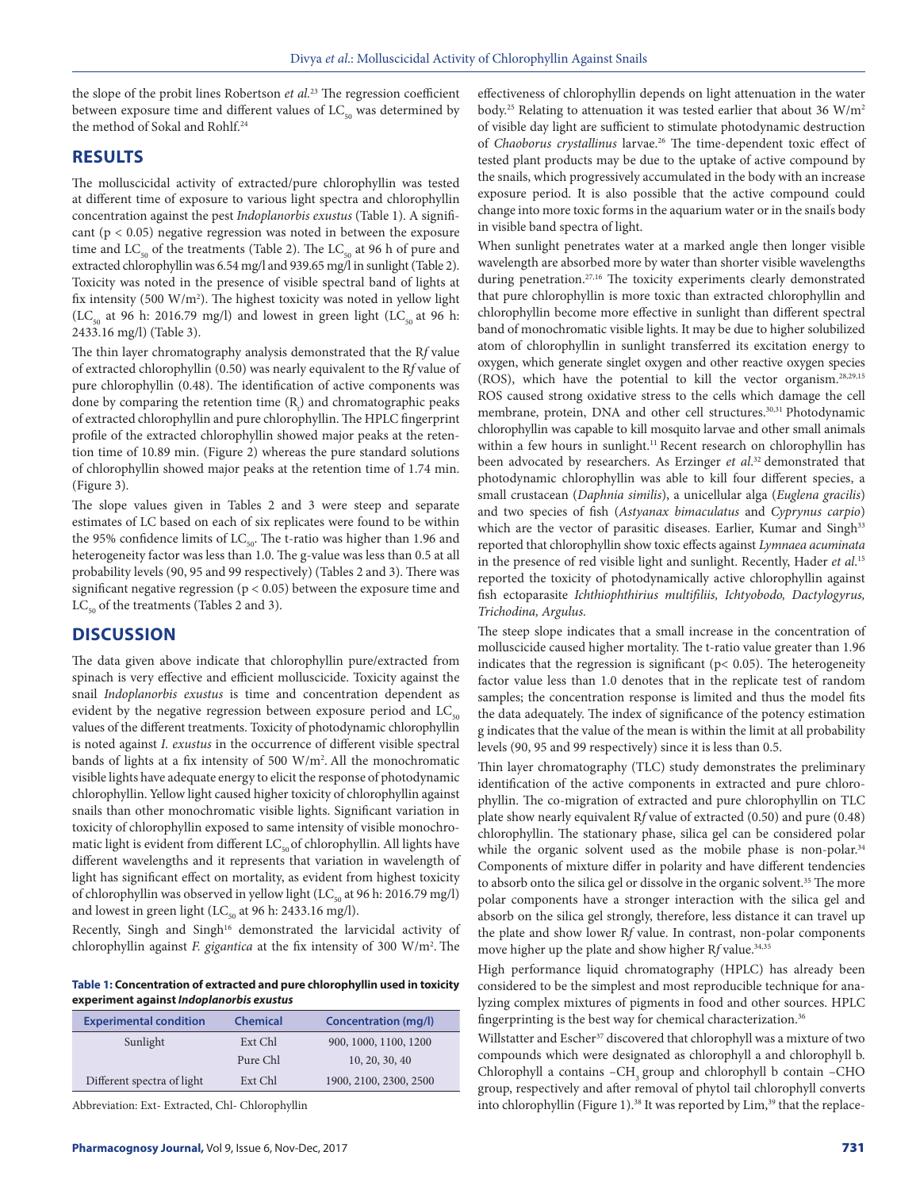the slope of the probit lines Robertson *et al.*[23] The regression coefficient between exposure time and different values of $LC_{50}$ was determined by the method of Sokal and Rohlf.[24]

## RESULTS

The molluscicidal activity of extracted/pure chlorophyllin was tested at different time of exposure to various light spectra and chlorophyllin concentration against the pest *Indoplanorbis exustus* (Table 1). A significant ($p < 0.05$) negative regression was noted in between the exposure time and $LC_{50}$ of the treatments (Table 2). The $LC_{50}$ at 96 h of pure and extracted chlorophyllin was 6.54 mg/l and 939.65 mg/l in sunlight (Table 2). Toxicity was noted in the presence of visible spectral band of lights at fix intensity (500 $W/m^2$). The highest toxicity was noted in yellow light ($LC_{50}$ at 96 h: 2016.79 mg/l) and lowest in green light ($LC_{50}$ at 96 h: 2433.16 mg/l) (Table 3).

The thin layer chromatography analysis demonstrated that the R*f* value of extracted chlorophyllin (0.50) was nearly equivalent to the R*f* value of pure chlorophyllin (0.48). The identification of active components was done by comparing the retention time ($R_t$) and chromatographic peaks of extracted chlorophyllin and pure chlorophyllin. The HPLC fingerprint profile of the extracted chlorophyllin showed major peaks at the retention time of 10.89 min. (Figure 2) whereas the pure standard solutions of chlorophyllin showed major peaks at the retention time of 1.74 min. (Figure 3).

The slope values given in Tables 2 and 3 were steep and separate estimates of LC based on each of six replicates were found to be within the 95% confidence limits of $LC_{50}$. The t-ratio was higher than 1.96 and heterogeneity factor was less than 1.0. The g-value was less than 0.5 at all probability levels (90, 95 and 99 respectively) (Tables 2 and 3). There was significant negative regression ($p < 0.05$) between the exposure time and $LC_{50}$ of the treatments (Tables 2 and 3).

## DISCUSSION

The data given above indicate that chlorophyllin pure/extracted from spinach is very effective and efficient molluscicide. Toxicity against the snail *Indoplanorbis exustus* is time and concentration dependent as evident by the negative regression between exposure period and $LC_{50}$ values of the different treatments. Toxicity of photodynamic chlorophyllin is noted against *I. exustus* in the occurrence of different visible spectral bands of lights at a fix intensity of 500 $W/m^2$. All the monochromatic visible lights have adequate energy to elicit the response of photodynamic chlorophyllin. Yellow light caused higher toxicity of chlorophyllin against snails than other monochromatic visible lights. Significant variation in toxicity of chlorophyllin exposed to same intensity of visible monochromatic light is evident from different $LC_{50}$ of chlorophyllin. All lights have different wavelengths and it represents that variation in wavelength of light has significant effect on mortality, as evident from highest toxicity of chlorophyllin was observed in yellow light ($LC_{50}$ at 96 h: 2016.79 mg/l) and lowest in green light ($LC_{50}$ at 96 h: 2433.16 mg/l).

Recently, Singh and Singh[16] demonstrated the larvicidal activity of chlorophyllin against *F. gigantica* at the fix intensity of 300 $W/m^2$. The effectiveness of chlorophyllin depends on light attenuation in the water body.[25] Relating to attenuation it was tested earlier that about 36 $W/m^2$ of visible day light are sufficient to stimulate photodynamic destruction of *Chaoborus crystallinus* larvae.[26] The time-dependent toxic effect of tested plant products may be due to the uptake of active compound by the snails, which progressively accumulated in the body with an increase exposure period. It is also possible that the active compound could change into more toxic forms in the aquarium water or in the snail's body in visible band spectra of light.

When sunlight penetrates water at a marked angle then longer visible wavelength are absorbed more by water than shorter visible wavelengths during penetration.[27,16] The toxicity experiments clearly demonstrated that pure chlorophyllin is more toxic than extracted chlorophyllin and chlorophyllin become more effective in sunlight than different spectral band of monochromatic visible lights. It may be due to higher solubilized atom of chlorophyllin in sunlight transferred its excitation energy to oxygen, which generate singlet oxygen and other reactive oxygen species (ROS), which have the potential to kill the vector organism.[28,29,15] ROS caused strong oxidative stress to the cells which damage the cell membrane, protein, DNA and other cell structures.[30,31] Photodynamic chlorophyllin was capable to kill mosquito larvae and other small animals within a few hours in sunlight.[11] Recent research on chlorophyllin has been advocated by researchers. As Erzinger *et al.*[32] demonstrated that photodynamic chlorophyllin was able to kill four different species, a small crustacean (*Daphnia similis*), a unicellular alga (*Euglena gracilis*) and two species of fish (*Astyanax bimaculatus* and *Cyprynus carpio*) which are the vector of parasitic diseases. Earlier, Kumar and Singh[33] reported that chlorophyllin show toxic effects against *Lymnaea acuminata* in the presence of red visible light and sunlight. Recently, Hader *et al.*[15] reported the toxicity of photodynamically active chlorophyllin against fish ectoparasite *Ichthiophthirius multifiliis, Ichtyobodo, Dactylogyrus, Trichodina, Argulus.*

The steep slope indicates that a small increase in the concentration of molluscicide caused higher mortality. The t-ratio value greater than 1.96 indicates that the regression is significant ($p < 0.05$). The heterogeneity factor value less than 1.0 denotes that in the replicate test of random samples; the concentration response is limited and thus the model fits the data adequately. The index of significance of the potency estimation g indicates that the value of the mean is within the limit at all probability levels (90, 95 and 99 respectively) since it is less than 0.5.

Thin layer chromatography (TLC) study demonstrates the preliminary identification of the active components in extracted and pure chlorophyllin. The co-migration of extracted and pure chlorophyllin on TLC plate show nearly equivalent R*f* value of extracted (0.50) and pure (0.48) chlorophyllin. The stationary phase, silica gel can be considered polar while the organic solvent used as the mobile phase is non-polar.[34] Components of mixture differ in polarity and have different tendencies to absorb onto the silica gel or dissolve in the organic solvent.[35] The more polar components have a stronger interaction with the silica gel and absorb on the silica gel strongly, therefore, less distance it can travel up the plate and show lower R*f* value. In contrast, non-polar components move higher up the plate and show higher R*f* value.[34,35]

High performance liquid chromatography (HPLC) has already been considered to be the simplest and most reproducible technique for analyzing complex mixtures of pigments in food and other sources. HPLC fingerprinting is the best way for chemical characterization.[36]

Willstatter and Escher[37] discovered that chlorophyll was a mixture of two compounds which were designated as chlorophyll a and chlorophyll b. Chlorophyll a contains $-CH_3$ group and chlorophyll b contain –CHO group, respectively and after removal of phytol tail chlorophyll converts into chlorophyllin (Figure 1).[38] It was reported by Lim,[39] that the replace-

**Table 1: Concentration of extracted and pure chlorophyllin used in toxicity experiment against *Indoplanorbis exustus***

| Experimental condition | Chemical | Concentration (mg/l) |
|---|---|---|
| Sunlight | Ext Chl | 900, 1000, 1100, 1200 |
| | Pure Chl | 10, 20, 30, 40 |
| Different spectra of light | Ext Chl | 1900, 2100, 2300, 2500 |

Abbreviation: Ext- Extracted, Chl- Chlorophyllin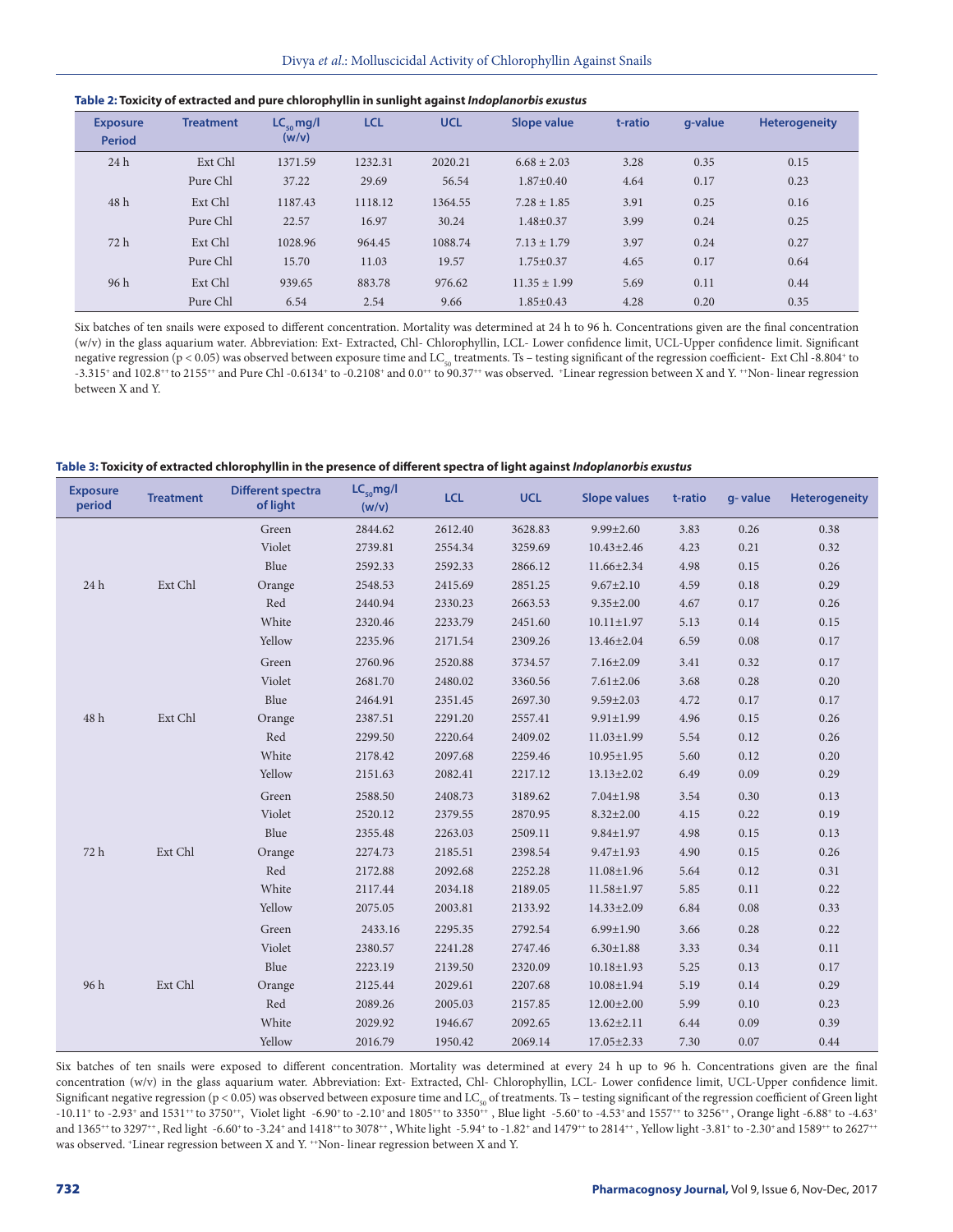**Table 2: Toxicity of extracted and pure chlorophyllin in sunlight against *Indoplanorbis exustus***

| Exposure Period | Treatment | $LC_{50}$ mg/l (w/v) | LCL | UCL | Slope value | t-ratio | g-value | Heterogeneity |
|---|---|---|---|---|---|---|---|---|
| 24 h | Ext Chl | 1371.59 | 1232.31 | 2020.21 | 6.68 ± 2.03 | 3.28 | 0.35 | 0.15 |
| | Pure Chl | 37.22 | 29.69 | 56.54 | 1.87±0.40 | 4.64 | 0.17 | 0.23 |
| 48 h | Ext Chl | 1187.43 | 1118.12 | 1364.55 | 7.28 ± 1.85 | 3.91 | 0.25 | 0.16 |
| | Pure Chl | 22.57 | 16.97 | 30.24 | 1.48±0.37 | 3.99 | 0.24 | 0.25 |
| 72 h | Ext Chl | 1028.96 | 964.45 | 1088.74 | 7.13 ± 1.79 | 3.97 | 0.24 | 0.27 |
| | Pure Chl | 15.70 | 11.03 | 19.57 | 1.75±0.37 | 4.65 | 0.17 | 0.64 |
| 96 h | Ext Chl | 939.65 | 883.78 | 976.62 | 11.35 ± 1.99 | 5.69 | 0.11 | 0.44 |
| | Pure Chl | 6.54 | 2.54 | 9.66 | 1.85±0.43 | 4.28 | 0.20 | 0.35 |

Six batches of ten snails were exposed to different concentration. Mortality was determined at 24 h to 96 h. Concentrations given are the final concentration (w/v) in the glass aquarium water. Abbreviation: Ext- Extracted, Chl- Chlorophyllin, LCL- Lower confidence limit, UCL-Upper confidence limit. Significant negative regression ($p < 0.05$) was observed between exposure time and $LC_{50}$ treatments. Ts – testing significant of the regression coefficient- Ext Chl -8.804[+] to -3.315[+] and 102.8[++] to 2155[++] and Pure Chl -0.6134[+] to -0.2108[+] and 0.0[++] to 90.37[++] was observed. [+]Linear regression between X and Y. [++]Non- linear regression between X and Y.

**Table 3: Toxicity of extracted chlorophyllin in the presence of different spectra of light against *Indoplanorbis exustus***

| Exposure period | Treatment | Different spectra of light | $LC_{50}$mg/l (w/v) | LCL | UCL | Slope values | t-ratio | g- value | Heterogeneity |
|---|---|---|---|---|---|---|---|---|---|
| 24 h | Ext Chl | Green | 2844.62 | 2612.40 | 3628.83 | 9.99±2.60 | 3.83 | 0.26 | 0.38 |
| | | Violet | 2739.81 | 2554.34 | 3259.69 | 10.43±2.46 | 4.23 | 0.21 | 0.32 |
| | | Blue | 2592.33 | 2592.33 | 2866.12 | 11.66±2.34 | 4.98 | 0.15 | 0.26 |
| | | Orange | 2548.53 | 2415.69 | 2851.25 | 9.67±2.10 | 4.59 | 0.18 | 0.29 |
| | | Red | 2440.94 | 2330.23 | 2663.53 | 9.35±2.00 | 4.67 | 0.17 | 0.26 |
| | | White | 2320.46 | 2233.79 | 2451.60 | 10.11±1.97 | 5.13 | 0.14 | 0.15 |
| | | Yellow | 2235.96 | 2171.54 | 2309.26 | 13.46±2.04 | 6.59 | 0.08 | 0.17 |
| 48 h | Ext Chl | Green | 2760.96 | 2520.88 | 3734.57 | 7.16±2.09 | 3.41 | 0.32 | 0.17 |
| | | Violet | 2681.70 | 2480.02 | 3360.56 | 7.61±2.06 | 3.68 | 0.28 | 0.20 |
| | | Blue | 2464.91 | 2351.45 | 2697.30 | 9.59±2.03 | 4.72 | 0.17 | 0.17 |
| | | Orange | 2387.51 | 2291.20 | 2557.41 | 9.91±1.99 | 4.96 | 0.15 | 0.26 |
| | | Red | 2299.50 | 2220.64 | 2409.02 | 11.03±1.99 | 5.54 | 0.12 | 0.26 |
| | | White | 2178.42 | 2097.68 | 2259.46 | 10.95±1.95 | 5.60 | 0.12 | 0.20 |
| | | Yellow | 2151.63 | 2082.41 | 2217.12 | 13.13±2.02 | 6.49 | 0.09 | 0.29 |
| 72 h | Ext Chl | Green | 2588.50 | 2408.73 | 3189.62 | 7.04±1.98 | 3.54 | 0.30 | 0.13 |
| | | Violet | 2520.12 | 2379.55 | 2870.95 | 8.32±2.00 | 4.15 | 0.22 | 0.19 |
| | | Blue | 2355.48 | 2263.03 | 2509.11 | 9.84±1.97 | 4.98 | 0.15 | 0.13 |
| | | Orange | 2274.73 | 2185.51 | 2398.54 | 9.47±1.93 | 4.90 | 0.15 | 0.26 |
| | | Red | 2172.88 | 2092.68 | 2252.28 | 11.08±1.96 | 5.64 | 0.12 | 0.31 |
| | | White | 2117.44 | 2034.18 | 2189.05 | 11.58±1.97 | 5.85 | 0.11 | 0.22 |
| | | Yellow | 2075.05 | 2003.81 | 2133.92 | 14.33±2.09 | 6.84 | 0.08 | 0.33 |
| 96 h | Ext Chl | Green | 2433.16 | 2295.35 | 2792.54 | 6.99±1.90 | 3.66 | 0.28 | 0.22 |
| | | Violet | 2380.57 | 2241.28 | 2747.46 | 6.30±1.88 | 3.33 | 0.34 | 0.11 |
| | | Blue | 2223.19 | 2139.50 | 2320.09 | 10.18±1.93 | 5.25 | 0.13 | 0.17 |
| | | Orange | 2125.44 | 2029.61 | 2207.68 | 10.08±1.94 | 5.19 | 0.14 | 0.29 |
| | | Red | 2089.26 | 2005.03 | 2157.85 | 12.00±2.00 | 5.99 | 0.10 | 0.23 |
| | | White | 2029.92 | 1946.67 | 2092.65 | 13.62±2.11 | 6.44 | 0.09 | 0.39 |
| | | Yellow | 2016.79 | 1950.42 | 2069.14 | 17.05±2.33 | 7.30 | 0.07 | 0.44 |

Six batches of ten snails were exposed to different concentration. Mortality was determined at every 24 h up to 96 h. Concentrations given are the final concentration (w/v) in the glass aquarium water. Abbreviation: Ext- Extracted, Chl- Chlorophyllin, LCL- Lower confidence limit, UCL-Upper confidence limit. Significant negative regression ($p < 0.05$) was observed between exposure time and $LC_{50}$ of treatments. Ts – testing significant of the regression coefficient of Green light -10.11[+] to -2.93[+] and 1531[++] to 3750[++], Violet light -6.90[+] to -2.10[+] and 1805[++] to 3350[++], Blue light -5.60[+] to -4.53[+] and 1557[++] to 3256[++], Orange light -6.88[+] to -4.63[+] and 1365[++] to 3297[++], Red light -6.60[+] to -3.24[+] and 1418[++] to 3078[++], White light -5.94[+] to -1.82[+] and 1479[++] to 2814[++], Yellow light -3.81[+] to -2.30[+] and 1589[++] to 2627[++] was observed. [+]Linear regression between X and Y. [++]Non- linear regression between X and Y.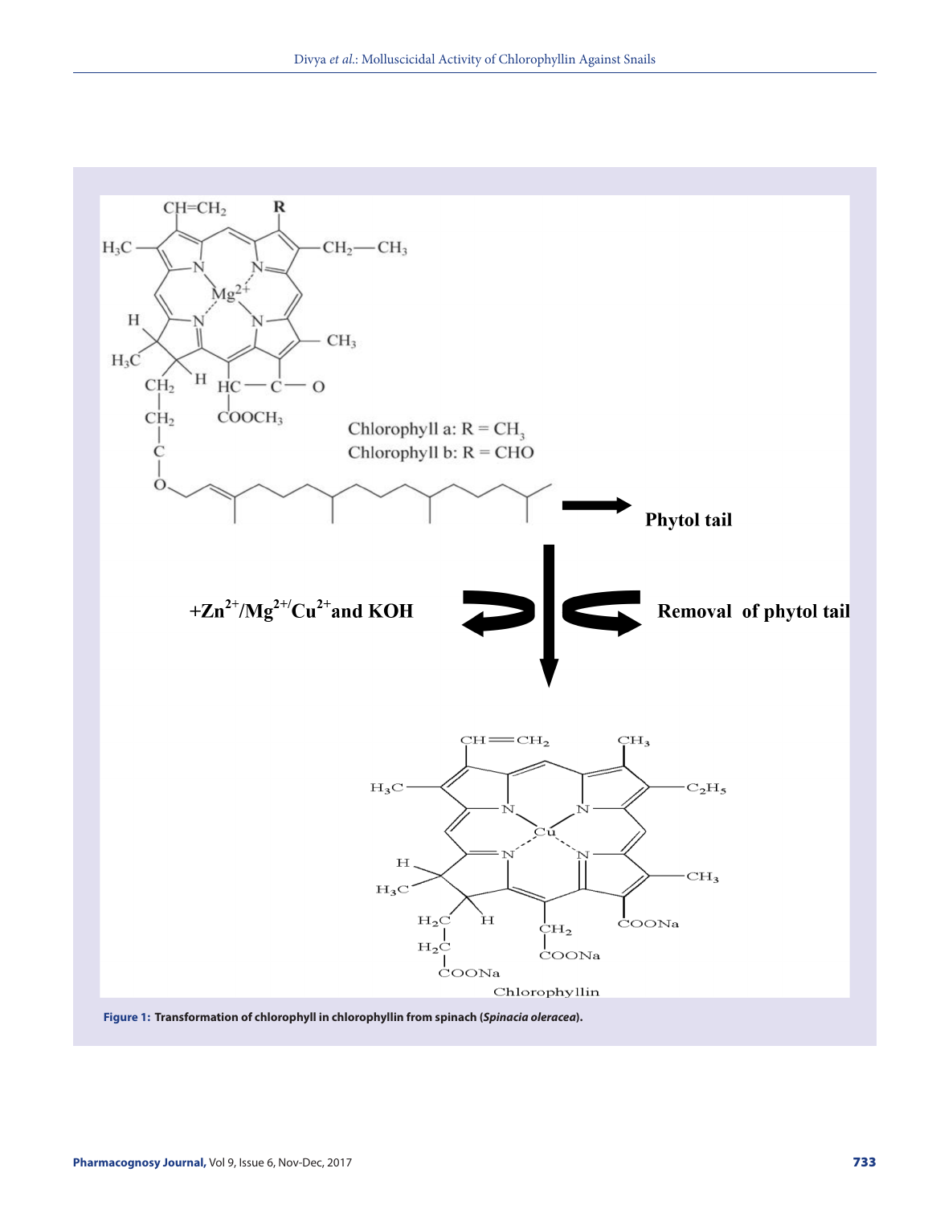Figure 1: Transformation of chlorophyll in chlorophyllin from spinach (*Spinacia oleracea*).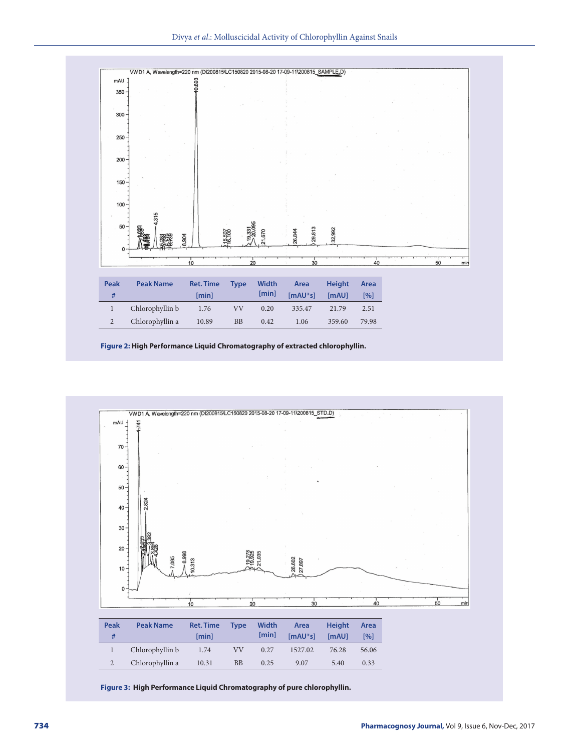| Peak # | Peak Name | Ret. Time [min] | Type | Width [min] | Area [mAU*s] | Height [mAU] | Area [%] |
|---|---|---|---|---|---|---|---|
| 1 | Chlorophyllin b | 1.76 | VV | 0.20 | 335.47 | 21.79 | 2.51 |
| 2 | Chlorophyllin a | 10.89 | BB | 0.42 | 1.06 | 359.60 | 79.98 |

**Figure 2:** High Performance Liquid Chromatography of extracted chlorophyllin.

| Peak # | Peak Name | Ret. Time [min] | Type | Width [min] | Area [mAU*s] | Height [mAU] | Area [%] |
|---|---|---|---|---|---|---|---|
| 1 | Chlorophyllin b | 1.74 | VV | 0.27 | 1527.02 | 76.28 | 56.06 |
| 2 | Chlorophyllin a | 10.31 | BB | 0.25 | 9.07 | 5.40 | 0.33 |

**Figure 3:** High Performance Liquid Chromatography of pure chlorophyllin.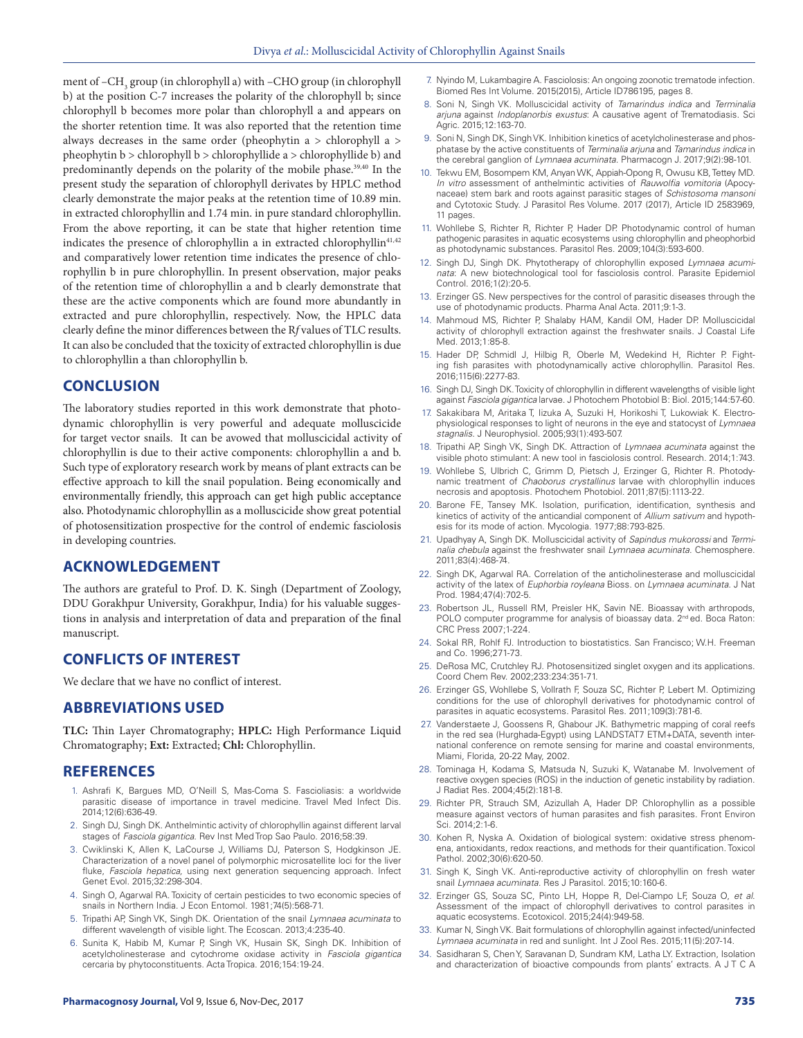ment of $-CH_3$ group (in chlorophyll a) with –CHO group (in chlorophyll b) at the position C-7 increases the polarity of the chlorophyll b; since chlorophyll b becomes more polar than chlorophyll a and appears on the shorter retention time. It was also reported that the retention time always decreases in the same order (pheophytin a > chlorophyll a > pheophytin b > chlorophyll b > chlorophyllide a > chlorophyllide b) and predominantly depends on the polarity of the mobile phase.[39,40] In the present study the separation of chlorophyll derivates by HPLC method clearly demonstrate the major peaks at the retention time of 10.89 min. in extracted chlorophyllin and 1.74 min. in pure standard chlorophyllin. From the above reporting, it can be state that higher retention time indicates the presence of chlorophyllin a in extracted chlorophyllin[41,42] and comparatively lower retention time indicates the presence of chlorophyllin b in pure chlorophyllin. In present observation, major peaks of the retention time of chlorophyllin a and b clearly demonstrate that these are the active components which are found more abundantly in extracted and pure chlorophyllin, respectively. Now, the HPLC data clearly define the minor differences between the R*f* values of TLC results. It can also be concluded that the toxicity of extracted chlorophyllin is due to chlorophyllin a than chlorophyllin b.

## CONCLUSION

The laboratory studies reported in this work demonstrate that photodynamic chlorophyllin is very powerful and adequate molluscicide for target vector snails. It can be avowed that molluscicidal activity of chlorophyllin is due to their active components: chlorophyllin a and b. Such type of exploratory research work by means of plant extracts can be effective approach to kill the snail population. Being economically and environmentally friendly, this approach can get high public acceptance also. Photodynamic chlorophyllin as a molluscicide show great potential of photosensitization prospective for the control of endemic fasciolosis in developing countries.

## ACKNOWLEDGEMENT

The authors are grateful to Prof. D. K. Singh (Department of Zoology, DDU Gorakhpur University, Gorakhpur, India) for his valuable suggestions in analysis and interpretation of data and preparation of the final manuscript.

## CONFLICTS OF INTEREST

We declare that we have no conflict of interest.

## ABBREVIATIONS USED

**TLC:** Thin Layer Chromatography; **HPLC:** High Performance Liquid Chromatography; **Ext:** Extracted; **Chl:** Chlorophyllin.

## REFERENCES

1. Ashrafi K, Bargues MD, O'Neill S, Mas-Coma S. Fascioliasis: a worldwide parasitic disease of importance in travel medicine. Travel Med Infect Dis. 2014;12(6):636-49.
2. Singh DJ, Singh DK. Anthelmintic activity of chlorophyllin against different larval stages of *Fasciola gigantica*. Rev Inst Med Trop Sao Paulo. 2016;58:39.
3. Cwiklinski K, Allen K, LaCourse J, Williams DJ, Paterson S, Hodgkinson JE. Characterization of a novel panel of polymorphic microsatellite loci for the liver fluke, *Fasciola hepatica*, using next generation sequencing approach. Infect Genet Evol. 2015;32:298-304.
4. Singh O, Agarwal RA. Toxicity of certain pesticides to two economic species of snails in Northern India. J Econ Entomol. 1981;74(5):568-71.
5. Tripathi AP, Singh VK, Singh DK. Orientation of the snail *Lymnaea acuminata* to different wavelength of visible light. The Ecoscan. 2013;4:235-40.
6. Sunita K, Habib M, Kumar P, Singh VK, Husain SK, Singh DK. Inhibition of acetylcholinesterase and cytochrome oxidase activity in *Fasciola gigantica* cercaria by phytoconstituents. Acta Tropica. 2016;154:19-24.
7. Nyindo M, Lukambagire A. Fasciolosis: An ongoing zoonotic trematode infection. Biomed Res Int Volume. 2015(2015), Article ID786195, pages 8.
8. Soni N, Singh VK. Molluscicidal activity of *Tamarindus indica* and *Terminalia arjuna* against *Indoplanorbis exustus*: A causative agent of Trematodiasis. Sci Agric. 2015;12:163-70.
9. Soni N, Singh DK, Singh VK. Inhibition kinetics of acetylcholinesterase and phosphatase by the active constituents of *Terminalia arjuna* and *Tamarindus indica* in the cerebral ganglion of *Lymnaea acuminata*. Pharmacogn J. 2017;9(2):98-101.
10. Tekwu EM, Bosompem KM, Anyan WK, Appiah-Opong R, Owusu KB, Tettey MD. *In vitro* assessment of anthelmintic activities of *Rauwolfia vomitoria* (Apocynaceae) stem bark and roots against parasitic stages of *Schistosoma mansoni* and Cytotoxic Study. J Parasitol Res Volume. 2017 (2017), Article ID 2583969, 11 pages.
11. Wohllebe S, Richter R, Richter P, Hader DP. Photodynamic control of human pathogenic parasites in aquatic ecosystems using chlorophyllin and pheophorbid as photodynamic substances. Parasitol Res. 2009;104(3):593-600.
12. Singh DJ, Singh DK. Phytotherapy of chlorophyllin exposed *Lymnaea acuminata*: A new biotechnological tool for fasciolosis control. Parasite Epidemiol Control. 2016;1(2):20-5.
13. Erzinger GS. New perspectives for the control of parasitic diseases through the use of photodynamic products. Pharma Anal Acta. 2011;9:1-3.
14. Mahmoud MS, Richter P, Shalaby HAM, Kandil OM, Hader DP. Molluscicidal activity of chlorophyll extraction against the freshwater snails. J Coastal Life Med. 2013;1:85-8.
15. Hader DP, Schmidl J, Hilbig R, Oberle M, Wedekind H, Richter P. Fighting fish parasites with photodynamically active chlorophyllin. Parasitol Res. 2016;115(6):2277-83.
16. Singh DJ, Singh DK. Toxicity of chlorophyllin in different wavelengths of visible light against *Fasciola gigantica* larvae. J Photochem Photobiol B: Biol. 2015;144:57-60.
17. Sakakibara M, Aritaka T, Iizuka A, Suzuki H, Horikoshi T, Lukowiak K. Electrophysiological responses to light of neurons in the eye and statocyst of *Lymnaea stagnalis*. J Neurophysiol. 2005;93(1):493-507.
18. Tripathi AP, Singh VK, Singh DK. Attraction of *Lymnaea acuminata* against the visible photo stimulant: A new tool in fasciolosis control. Research. 2014;1:743.
19. Wohllebe S, Ulbrich C, Grimm D, Pietsch J, Erzinger G, Richter R. Photodynamic treatment of *Chaoborus crystallinus* larvae with chlorophyllin induces necrosis and apoptosis. Photochem Photobiol. 2011;87(5):1113-22.
20. Barone FE, Tansey MK. Isolation, purification, identification, synthesis and kinetics of activity of the anticandial component of *Allium sativum* and hypothesis for its mode of action. Mycologia. 1977;88:793-825.
21. Upadhyay A, Singh DK. Molluscicidal activity of *Sapindus mukorossi* and *Terminalia chebula* against the freshwater snail *Lymnaea acuminata*. Chemosphere. 2011;83(4):468-74.
22. Singh DK, Agarwal RA. Correlation of the anticholinesterase and molluscicidal activity of the latex of *Euphorbia royleana* Boiss. on *Lymnaea acuminata*. J Nat Prod. 1984;47(4):702-5.
23. Robertson JL, Russell RM, Preisler HK, Savin NE. Bioassay with arthropods, POLO computer programme for analysis of bioassay data. 2nd ed. Boca Raton: CRC Press 2007;1-224.
24. Sokal RR, Rohlf FJ. Introduction to biostatistics. San Francisco; W.H. Freeman and Co. 1996;271-73.
25. DeRosa MC, Crutchley RJ. Photosensitized singlet oxygen and its applications. Coord Chem Rev. 2002;233:234:351-71.
26. Erzinger GS, Wohllebe S, Vollrath F, Souza SC, Richter P, Lebert M. Optimizing conditions for the use of chlorophyll derivatives for photodynamic control of parasites in aquatic ecosystems. Parasitol Res. 2011;109(3):781-6.
27. Vanderstaete J, Goossens R, Ghabour JK. Bathymetric mapping of coral reefs in the red sea (Hurghada-Egypt) using LANDSTAT7 ETM+DATA, seventh international conference on remote sensing for marine and coastal environments, Miami, Florida, 20-22 May, 2002.
28. Tominaga H, Kodama S, Matsuda N, Suzuki K, Watanabe M. Involvement of reactive oxygen species (ROS) in the induction of genetic instability by radiation. J Radiat Res. 2004;45(2):181-8.
29. Richter PR, Strauch SM, Azizullah A, Hader DP. Chlorophyllin as a possible measure against vectors of human parasites and fish parasites. Front Environ Sci. 2014;2:1-6.
30. Kohen R, Nyska A. Oxidation of biological system: oxidative stress phenomena, antioxidants, redox reactions, and methods for their quantification. Toxicol Pathol. 2002;30(6):620-50.
31. Singh K, Singh VK. Anti-reproductive activity of chlorophyllin on fresh water snail *Lymnaea acuminata*. Res J Parasitol. 2015;10:160-6.
32. Erzinger GS, Souza SC, Pinto LH, Hoppe R, Del-Ciampo LF, Souza O, *et al.* Assessment of the impact of chlorophyll derivatives to control parasites in aquatic ecosystems. Ecotoxicol. 2015;24(4):949-58.
33. Kumar N, Singh VK. Bait formulations of chlorophyllin against infected/uninfected *Lymnaea acuminata* in red and sunlight. Int J Zool Res. 2015;11(5):207-14.
34. Sasidharan S, Chen Y, Saravanan D, Sundram KM, Latha LY. Extraction, Isolation and characterization of bioactive compounds from plants' extracts. A J T C A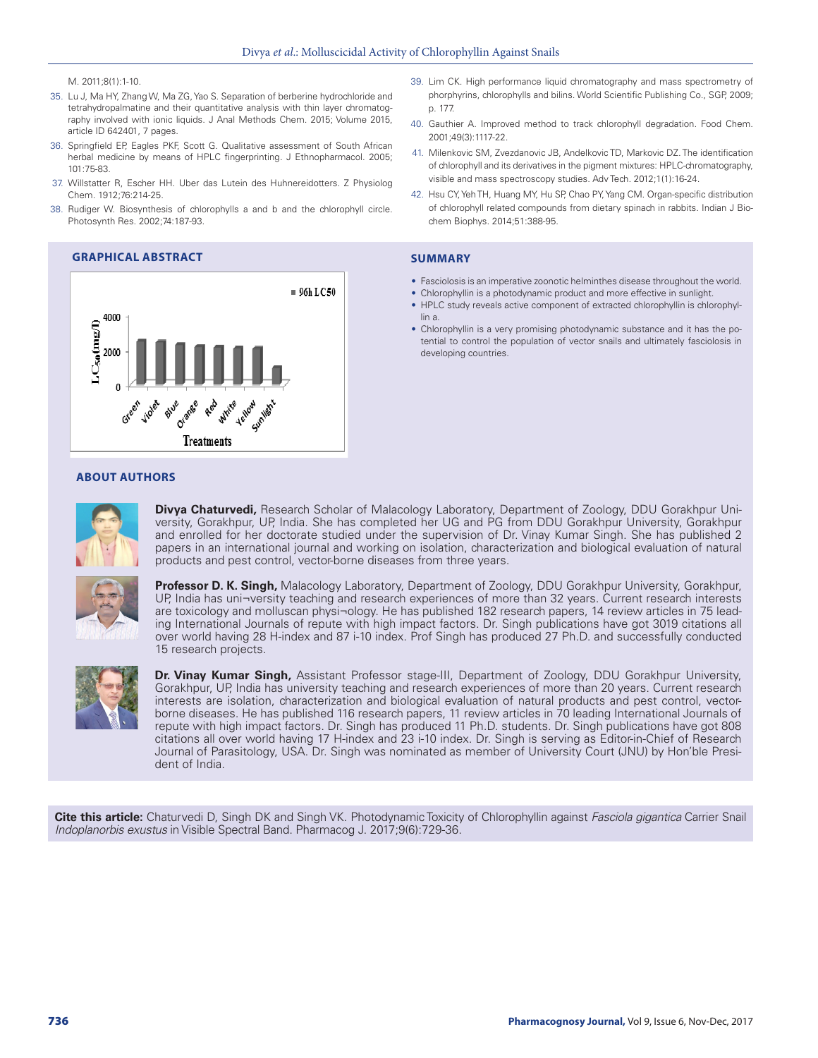M. 2011;8(1):1-10.

35. Lu J, Ma HY, Zhang W, Ma ZG, Yao S. Separation of berberine hydrochloride and tetrahydropalmatine and their quantitative analysis with thin layer chromatography involved with ionic liquids. J Anal Methods Chem. 2015; Volume 2015, article ID 642401, 7 pages.
36. Springfield EP, Eagles PKF, Scott G. Qualitative assessment of South African herbal medicine by means of HPLC fingerprinting. J Ethnopharmacol. 2005; 101:75-83.
37. Willstatter R, Escher HH. Uber das Lutein des Huhnereidotters. Z Physiolog Chem. 1912;76:214-25.
38. Rudiger W. Biosynthesis of chlorophylls a and b and the chlorophyll circle. Photosynth Res. 2002;74:187-93.
39. Lim CK. High performance liquid chromatography and mass spectrometry of phorphyrins, chlorophylls and bilins. World Scientific Publishing Co., SGP, 2009; p. 177.
40. Gauthier A. Improved method to track chlorophyll degradation. Food Chem. 2001;49(3):1117-22.
41. Milenkovic SM, Zvezdanovic JB, Andelkovic TD, Markovic DZ. The identification of chlorophyll and its derivatives in the pigment mixtures: HPLC-chromatography, visible and mass spectroscopy studies. Adv Tech. 2012;1(1):16-24.
42. Hsu CY, Yeh TH, Huang MY, Hu SP, Chao PY, Yang CM. Organ-specific distribution of chlorophyll related compounds from dietary spinach in rabbits. Indian J Biochem Biophys. 2014;51:388-95.

## GRAPHICAL ABSTRACT

96h LC50

$LC_{50}$(mg/l)

4000

2000

0

Green Violet Blue Orange Red White Yellow Sunlight

Treatments

## SUMMARY

- Fasciolosis is an imperative zoonotic helminthes disease throughout the world.
- Chlorophyllin is a photodynamic product and more effective in sunlight.
- HPLC study reveals active component of extracted chlorophyllin is chlorophyllin a.
- Chlorophyllin is a very promising photodynamic substance and it has the potential to control the population of vector snails and ultimately fasciolosis in developing countries.

## ABOUT AUTHORS

**Divya Chaturvedi,** Research Scholar of Malacology Laboratory, Department of Zoology, DDU Gorakhpur University, Gorakhpur, UP, India. She has completed her UG and PG from DDU Gorakhpur University, Gorakhpur and enrolled for her doctorate studied under the supervision of Dr. Vinay Kumar Singh. She has published 2 papers in an international journal and working on isolation, characterization and biological evaluation of natural products and pest control, vector-borne diseases from three years.

**Professor D. K. Singh,** Malacology Laboratory, Department of Zoology, DDU Gorakhpur University, Gorakhpur, UP, India has uni¬versity teaching and research experiences of more than 32 years. Current research interests are toxicology and molluscan physi¬ology. He has published 182 research papers, 14 review articles in 75 leading International Journals of repute with high impact factors. Dr. Singh publications have got 3019 citations all over world having 28 H-index and 87 i-10 index. Prof Singh has produced 27 Ph.D. and successfully conducted 15 research projects.

**Dr. Vinay Kumar Singh,** Assistant Professor stage-III, Department of Zoology, DDU Gorakhpur University, Gorakhpur, UP, India has university teaching and research experiences of more than 20 years. Current research interests are isolation, characterization and biological evaluation of natural products and pest control, vector-borne diseases. He has published 116 research papers, 11 review articles in 70 leading International Journals of repute with high impact factors. Dr. Singh has produced 11 Ph.D. students. Dr. Singh publications have got 808 citations all over world having 17 H-index and 23 i-10 index. Dr. Singh is serving as Editor-in-Chief of Research Journal of Parasitology, USA. Dr. Singh was nominated as member of University Court (JNU) by Hon'ble President of India.

**Cite this article:** Chaturvedi D, Singh DK and Singh VK. Photodynamic Toxicity of Chlorophyllin against *Fasciola gigantica* Carrier Snail *Indoplanorbis exustus* in Visible Spectral Band. Pharmacog J. 2017;9(6):729-36.